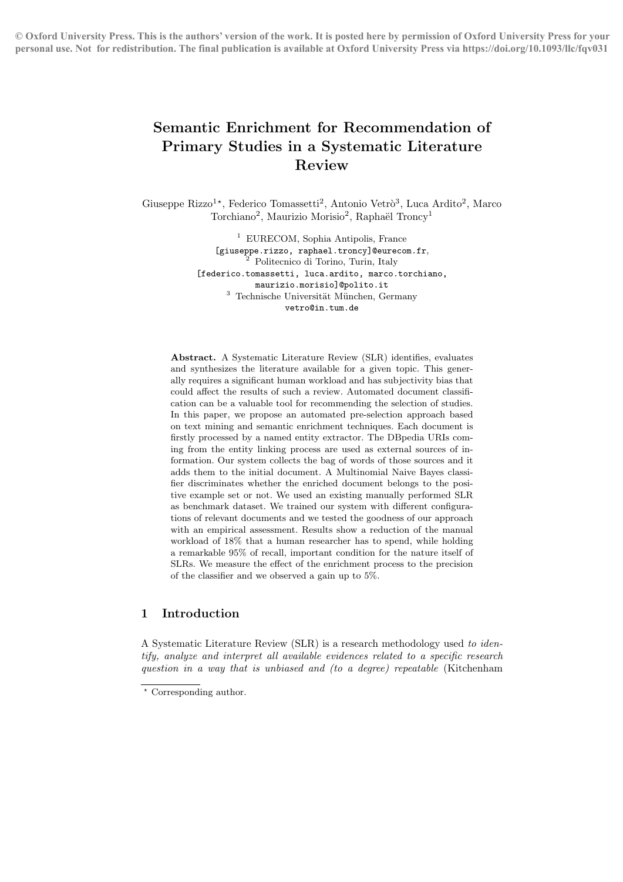© Oxford University Press. This is the authors' version of the work. It is posted here by permission of Oxford University Press for your personal use. Not for redistribution. The final publication is available at Oxford University Press via https://doi.org/10.1093/llc/fqv031

# Semantic Enrichment for Recommendation of Primary Studies in a Systematic Literature Review

Giuseppe Rizzo[1]*, Federico Tomassetti[2], Antonio Vetrò[3], Luca Ardito[2], Marco Torchiano[2], Maurizio Morisio[2], Raphaël Troncy[1]

[1] EURECOM, Sophia Antipolis, France
[giuseppe.rizzo, raphael.troncy]@eurecom.fr,
[2] Politecnico di Torino, Turin, Italy
[federico.tomassetti, luca.ardito, marco.torchiano, maurizio.morisio]@polito.it
[3] Technische Universität München, Germany
vetro@in.tum.de

**Abstract.** A Systematic Literature Review (SLR) identifies, evaluates and synthesizes the literature available for a given topic. This generally requires a significant human workload and has subjectivity bias that could affect the results of such a review. Automated document classification can be a valuable tool for recommending the selection of studies. In this paper, we propose an automated pre-selection approach based on text mining and semantic enrichment techniques. Each document is firstly processed by a named entity extractor. The DBpedia URIs coming from the entity linking process are used as external sources of information. Our system collects the bag of words of those sources and it adds them to the initial document. A Multinomial Naive Bayes classifier discriminates whether the enriched document belongs to the positive example set or not. We used an existing manually performed SLR as benchmark dataset. We trained our system with different configurations of relevant documents and we tested the goodness of our approach with an empirical assessment. Results show a reduction of the manual workload of 18% that a human researcher has to spend, while holding a remarkable 95% of recall, important condition for the nature itself of SLRs. We measure the effect of the enrichment process to the precision of the classifier and we observed a gain up to 5%.

## 1 Introduction

A Systematic Literature Review (SLR) is a research methodology used *to identify, analyze and interpret all available evidences related to a specific research question in a way that is unbiased and (to a degree) repeatable* (Kitchenham

* Corresponding author.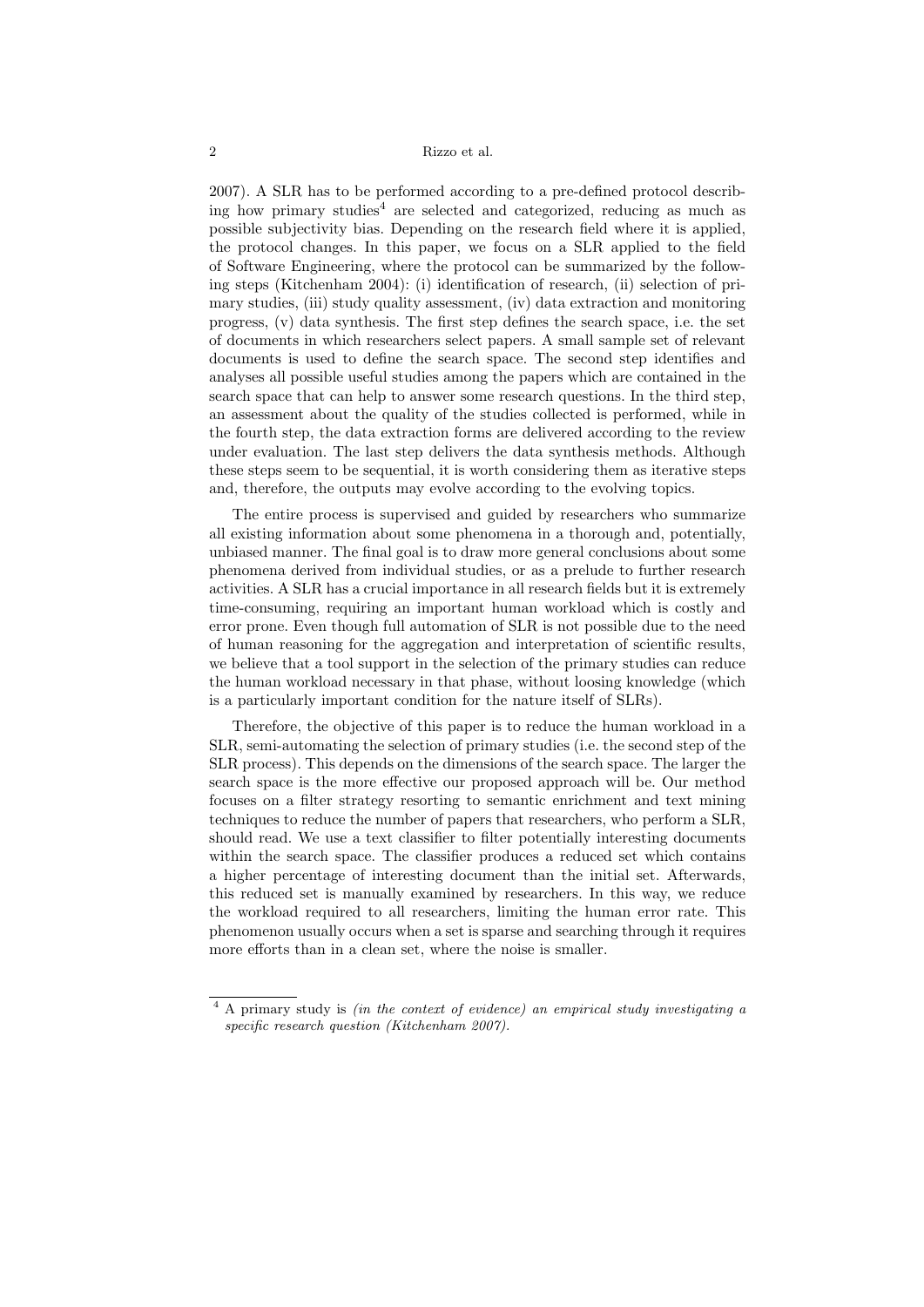2007). A SLR has to be performed according to a pre-defined protocol describing how primary studies[4] are selected and categorized, reducing as much as possible subjectivity bias. Depending on the research field where it is applied, the protocol changes. In this paper, we focus on a SLR applied to the field of Software Engineering, where the protocol can be summarized by the following steps (Kitchenham 2004): (i) identification of research, (ii) selection of primary studies, (iii) study quality assessment, (iv) data extraction and monitoring progress, (v) data synthesis. The first step defines the search space, i.e. the set of documents in which researchers select papers. A small sample set of relevant documents is used to define the search space. The second step identifies and analyses all possible useful studies among the papers which are contained in the search space that can help to answer some research questions. In the third step, an assessment about the quality of the studies collected is performed, while in the fourth step, the data extraction forms are delivered according to the review under evaluation. The last step delivers the data synthesis methods. Although these steps seem to be sequential, it is worth considering them as iterative steps and, therefore, the outputs may evolve according to the evolving topics.

The entire process is supervised and guided by researchers who summarize all existing information about some phenomena in a thorough and, potentially, unbiased manner. The final goal is to draw more general conclusions about some phenomena derived from individual studies, or as a prelude to further research activities. A SLR has a crucial importance in all research fields but it is extremely time-consuming, requiring an important human workload which is costly and error prone. Even though full automation of SLR is not possible due to the need of human reasoning for the aggregation and interpretation of scientific results, we believe that a tool support in the selection of the primary studies can reduce the human workload necessary in that phase, without loosing knowledge (which is a particularly important condition for the nature itself of SLRs).

Therefore, the objective of this paper is to reduce the human workload in a SLR, semi-automating the selection of primary studies (i.e. the second step of the SLR process). This depends on the dimensions of the search space. The larger the search space is the more effective our proposed approach will be. Our method focuses on a filter strategy resorting to semantic enrichment and text mining techniques to reduce the number of papers that researchers, who perform a SLR, should read. We use a text classifier to filter potentially interesting documents within the search space. The classifier produces a reduced set which contains a higher percentage of interesting document than the initial set. Afterwards, this reduced set is manually examined by researchers. In this way, we reduce the workload required to all researchers, limiting the human error rate. This phenomenon usually occurs when a set is sparse and searching through it requires more efforts than in a clean set, where the noise is smaller.

---

[4] A primary study is *(in the context of evidence) an empirical study investigating a specific research question (Kitchenham 2007).*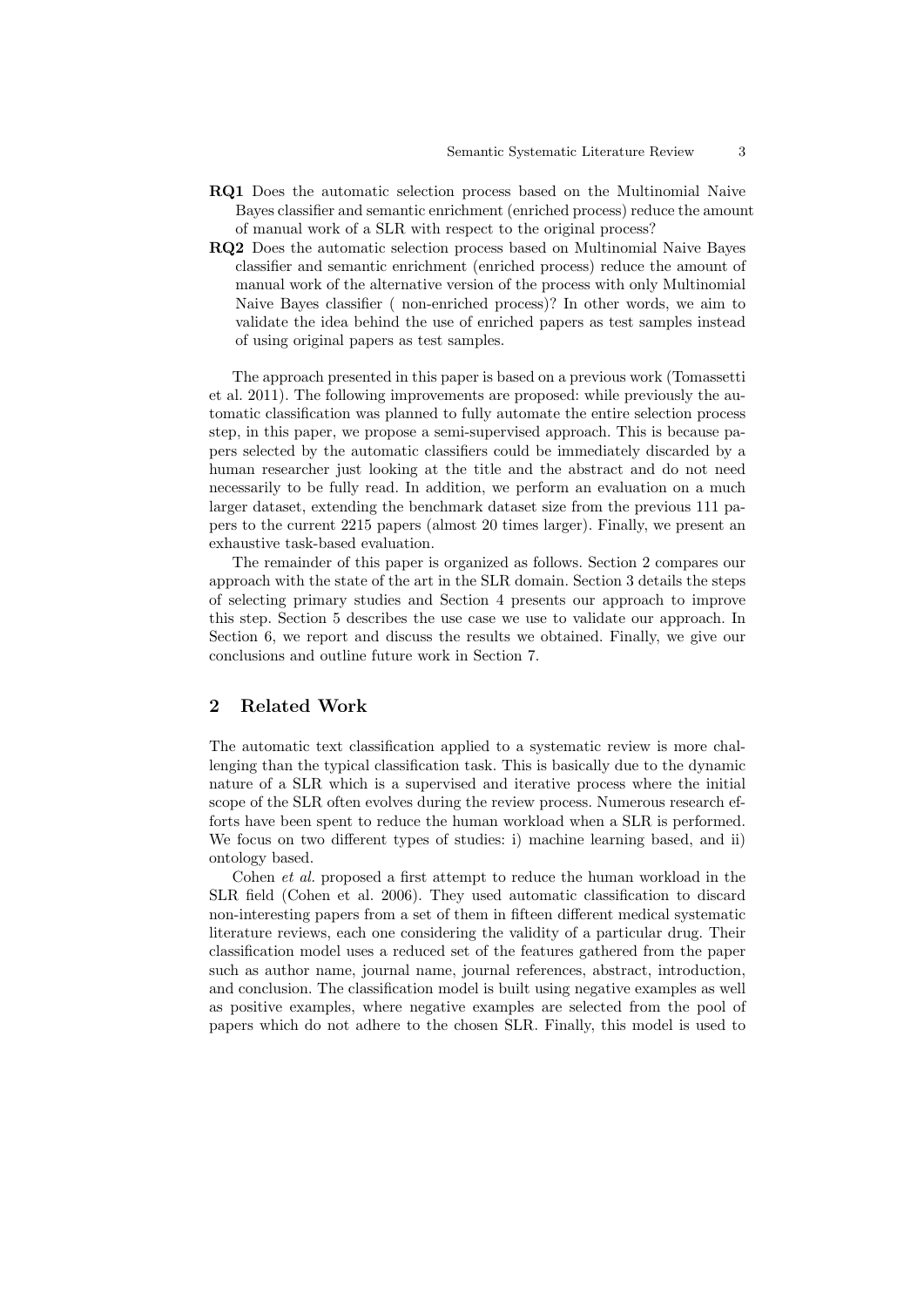**RQ1** Does the automatic selection process based on the Multinomial Naive Bayes classifier and semantic enrichment (enriched process) reduce the amount of manual work of a SLR with respect to the original process?

**RQ2** Does the automatic selection process based on Multinomial Naive Bayes classifier and semantic enrichment (enriched process) reduce the amount of manual work of the alternative version of the process with only Multinomial Naive Bayes classifier ( non-enriched process)? In other words, we aim to validate the idea behind the use of enriched papers as test samples instead of using original papers as test samples.

The approach presented in this paper is based on a previous work (Tomassetti et al. 2011). The following improvements are proposed: while previously the automatic classification was planned to fully automate the entire selection process step, in this paper, we propose a semi-supervised approach. This is because papers selected by the automatic classifiers could be immediately discarded by a human researcher just looking at the title and the abstract and do not need necessarily to be fully read. In addition, we perform an evaluation on a much larger dataset, extending the benchmark dataset size from the previous 111 papers to the current 2215 papers (almost 20 times larger). Finally, we present an exhaustive task-based evaluation.

The remainder of this paper is organized as follows. Section 2 compares our approach with the state of the art in the SLR domain. Section 3 details the steps of selecting primary studies and Section 4 presents our approach to improve this step. Section 5 describes the use case we use to validate our approach. In Section 6, we report and discuss the results we obtained. Finally, we give our conclusions and outline future work in Section 7.

## 2 Related Work

The automatic text classification applied to a systematic review is more challenging than the typical classification task. This is basically due to the dynamic nature of a SLR which is a supervised and iterative process where the initial scope of the SLR often evolves during the review process. Numerous research efforts have been spent to reduce the human workload when a SLR is performed. We focus on two different types of studies: i) machine learning based, and ii) ontology based.

Cohen *et al.* proposed a first attempt to reduce the human workload in the SLR field (Cohen et al. 2006). They used automatic classification to discard non-interesting papers from a set of them in fifteen different medical systematic literature reviews, each one considering the validity of a particular drug. Their classification model uses a reduced set of the features gathered from the paper such as author name, journal name, journal references, abstract, introduction, and conclusion. The classification model is built using negative examples as well as positive examples, where negative examples are selected from the pool of papers which do not adhere to the chosen SLR. Finally, this model is used to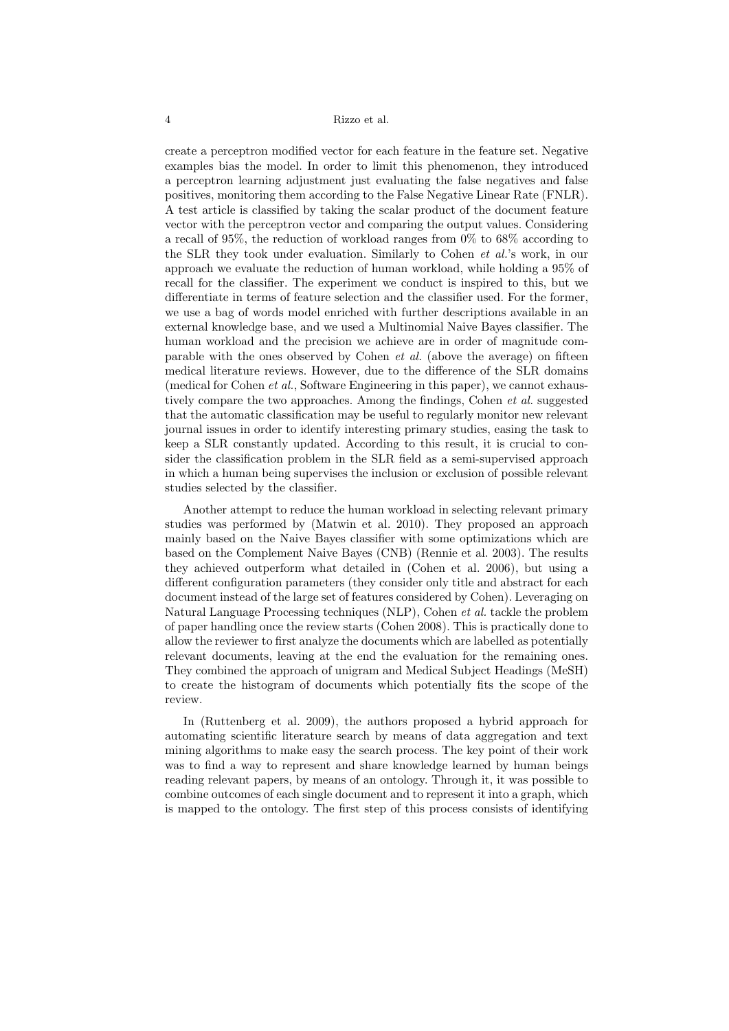create a perceptron modified vector for each feature in the feature set. Negative examples bias the model. In order to limit this phenomenon, they introduced a perceptron learning adjustment just evaluating the false negatives and false positives, monitoring them according to the False Negative Linear Rate (FNLR). A test article is classified by taking the scalar product of the document feature vector with the perceptron vector and comparing the output values. Considering a recall of 95%, the reduction of workload ranges from 0% to 68% according to the SLR they took under evaluation. Similarly to Cohen *et al.*'s work, in our approach we evaluate the reduction of human workload, while holding a 95% of recall for the classifier. The experiment we conduct is inspired to this, but we differentiate in terms of feature selection and the classifier used. For the former, we use a bag of words model enriched with further descriptions available in an external knowledge base, and we used a Multinomial Naive Bayes classifier. The human workload and the precision we achieve are in order of magnitude comparable with the ones observed by Cohen *et al.* (above the average) on fifteen medical literature reviews. However, due to the difference of the SLR domains (medical for Cohen *et al.*, Software Engineering in this paper), we cannot exhaustively compare the two approaches. Among the findings, Cohen *et al.* suggested that the automatic classification may be useful to regularly monitor new relevant journal issues in order to identify interesting primary studies, easing the task to keep a SLR constantly updated. According to this result, it is crucial to consider the classification problem in the SLR field as a semi-supervised approach in which a human being supervises the inclusion or exclusion of possible relevant studies selected by the classifier.

Another attempt to reduce the human workload in selecting relevant primary studies was performed by (Matwin et al. 2010). They proposed an approach mainly based on the Naive Bayes classifier with some optimizations which are based on the Complement Naive Bayes (CNB) (Rennie et al. 2003). The results they achieved outperform what detailed in (Cohen et al. 2006), but using a different configuration parameters (they consider only title and abstract for each document instead of the large set of features considered by Cohen). Leveraging on Natural Language Processing techniques (NLP), Cohen *et al.* tackle the problem of paper handling once the review starts (Cohen 2008). This is practically done to allow the reviewer to first analyze the documents which are labelled as potentially relevant documents, leaving at the end the evaluation for the remaining ones. They combined the approach of unigram and Medical Subject Headings (MeSH) to create the histogram of documents which potentially fits the scope of the review.

In (Ruttenberg et al. 2009), the authors proposed a hybrid approach for automating scientific literature search by means of data aggregation and text mining algorithms to make easy the search process. The key point of their work was to find a way to represent and share knowledge learned by human beings reading relevant papers, by means of an ontology. Through it, it was possible to combine outcomes of each single document and to represent it into a graph, which is mapped to the ontology. The first step of this process consists of identifying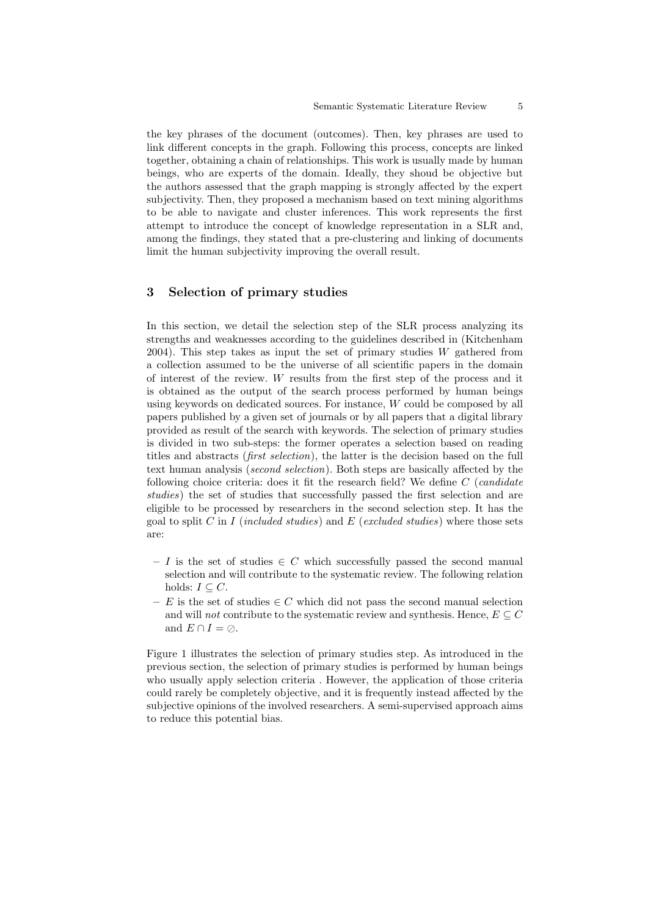the key phrases of the document (outcomes). Then, key phrases are used to link different concepts in the graph. Following this process, concepts are linked together, obtaining a chain of relationships. This work is usually made by human beings, who are experts of the domain. Ideally, they shoud be objective but the authors assessed that the graph mapping is strongly affected by the expert subjectivity. Then, they proposed a mechanism based on text mining algorithms to be able to navigate and cluster inferences. This work represents the first attempt to introduce the concept of knowledge representation in a SLR and, among the findings, they stated that a pre-clustering and linking of documents limit the human subjectivity improving the overall result.

## 3 Selection of primary studies

In this section, we detail the selection step of the SLR process analyzing its strengths and weaknesses according to the guidelines described in (Kitchenham 2004). This step takes as input the set of primary studies $W$ gathered from a collection assumed to be the universe of all scientific papers in the domain of interest of the review. $W$ results from the first step of the process and it is obtained as the output of the search process performed by human beings using keywords on dedicated sources. For instance, $W$ could be composed by all papers published by a given set of journals or by all papers that a digital library provided as result of the search with keywords. The selection of primary studies is divided in two sub-steps: the former operates a selection based on reading titles and abstracts (*first selection*), the latter is the decision based on the full text human analysis (*second selection*). Both steps are basically affected by the following choice criteria: does it fit the research field? We define $C$ (*candidate studies*) the set of studies that successfully passed the first selection and are eligible to be processed by researchers in the second selection step. It has the goal to split $C$ in $I$ (*included studies*) and $E$ (*excluded studies*) where those sets are:

- $I$ is the set of studies $\in C$ which successfully passed the second manual selection and will contribute to the systematic review. The following relation holds: $I \subseteq C$.
- $E$ is the set of studies $\in C$ which did not pass the second manual selection and will *not* contribute to the systematic review and synthesis. Hence, $E \subseteq C$ and $E \cap I = \oslash$.

Figure 1 illustrates the selection of primary studies step. As introduced in the previous section, the selection of primary studies is performed by human beings who usually apply selection criteria . However, the application of those criteria could rarely be completely objective, and it is frequently instead affected by the subjective opinions of the involved researchers. A semi-supervised approach aims to reduce this potential bias.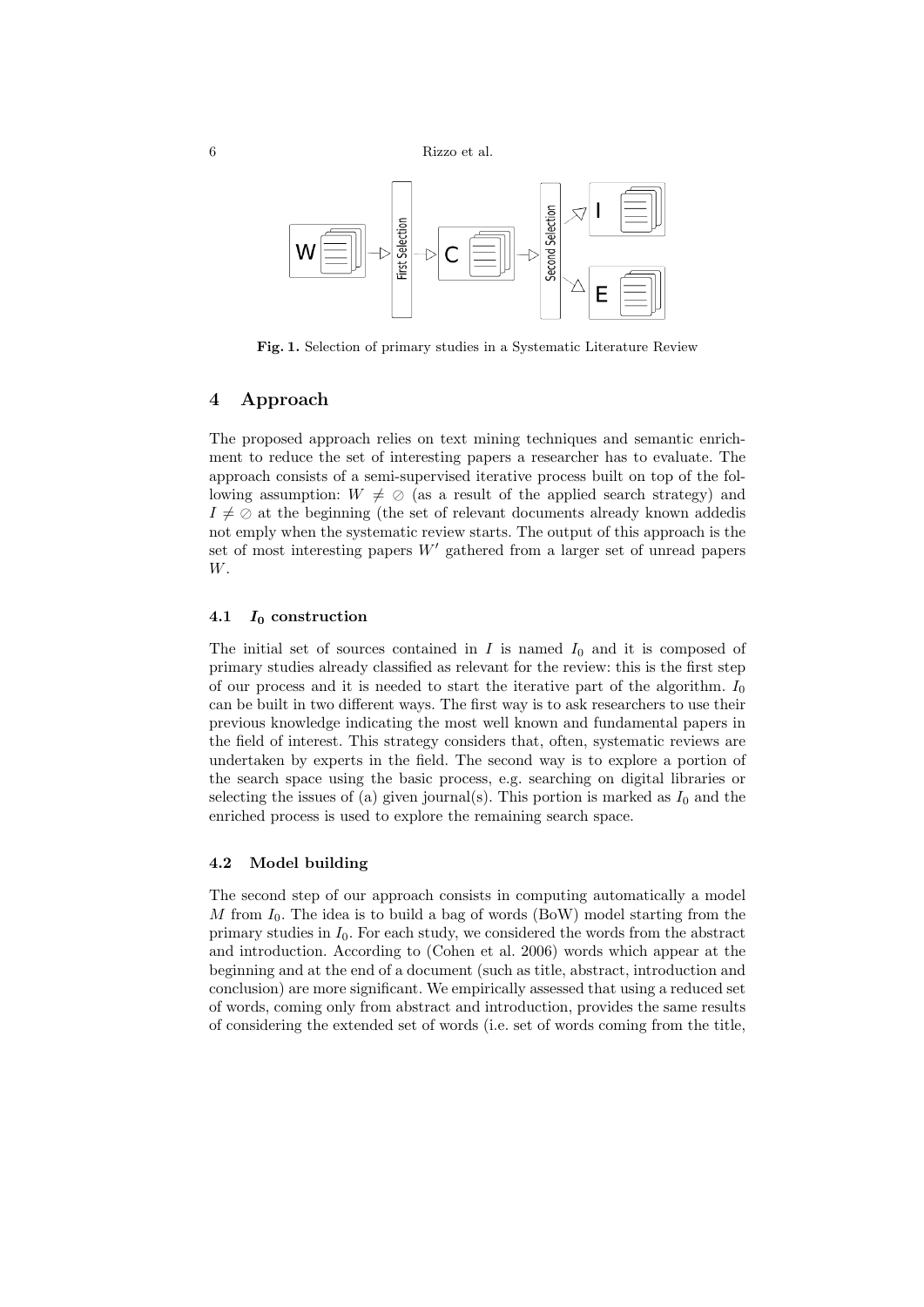Fig. 1. Selection of primary studies in a Systematic Literature Review

## 4 Approach

The proposed approach relies on text mining techniques and semantic enrichment to reduce the set of interesting papers a researcher has to evaluate. The approach consists of a semi-supervised iterative process built on top of the following assumption: $W \neq \oslash$ (as a result of the applied search strategy) and $I \neq \oslash$ at the beginning (the set of relevant documents already known addedis not emply when the systematic review starts. The output of this approach is the set of most interesting papers $W'$ gathered from a larger set of unread papers $W$.

### 4.1 $I_0$ construction

The initial set of sources contained in $I$ is named $I_0$ and it is composed of primary studies already classified as relevant for the review: this is the first step of our process and it is needed to start the iterative part of the algorithm. $I_0$ can be built in two different ways. The first way is to ask researchers to use their previous knowledge indicating the most well known and fundamental papers in the field of interest. This strategy considers that, often, systematic reviews are undertaken by experts in the field. The second way is to explore a portion of the search space using the basic process, e.g. searching on digital libraries or selecting the issues of (a) given journal(s). This portion is marked as $I_0$ and the enriched process is used to explore the remaining search space.

### 4.2 Model building

The second step of our approach consists in computing automatically a model $M$ from $I_0$. The idea is to build a bag of words (BoW) model starting from the primary studies in $I_0$. For each study, we considered the words from the abstract and introduction. According to (Cohen et al. 2006) words which appear at the beginning and at the end of a document (such as title, abstract, introduction and conclusion) are more significant. We empirically assessed that using a reduced set of words, coming only from abstract and introduction, provides the same results of considering the extended set of words (i.e. set of words coming from the title,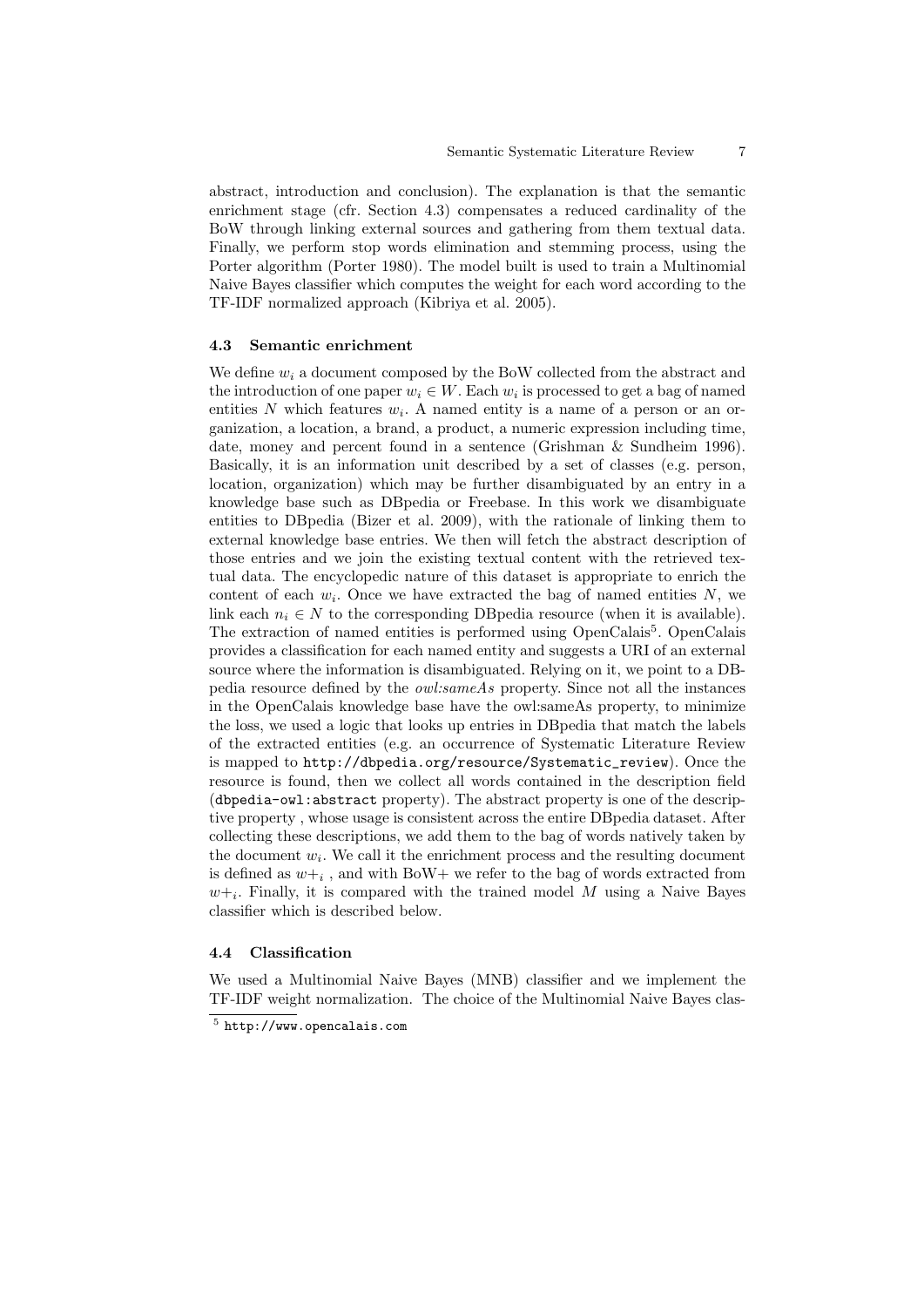abstract, introduction and conclusion). The explanation is that the semantic enrichment stage (cfr. Section 4.3) compensates a reduced cardinality of the BoW through linking external sources and gathering from them textual data. Finally, we perform stop words elimination and stemming process, using the Porter algorithm (Porter 1980). The model built is used to train a Multinomial Naive Bayes classifier which computes the weight for each word according to the TF-IDF normalized approach (Kibriya et al. 2005).

### 4.3 Semantic enrichment

We define $w_i$ a document composed by the BoW collected from the abstract and the introduction of one paper $w_i \in W$. Each $w_i$ is processed to get a bag of named entities $N$ which features $w_i$. A named entity is a name of a person or an organization, a location, a brand, a product, a numeric expression including time, date, money and percent found in a sentence (Grishman & Sundheim 1996). Basically, it is an information unit described by a set of classes (e.g. person, location, organization) which may be further disambiguated by an entry in a knowledge base such as DBpedia or Freebase. In this work we disambiguate entities to DBpedia (Bizer et al. 2009), with the rationale of linking them to external knowledge base entries. We then will fetch the abstract description of those entries and we join the existing textual content with the retrieved textual data. The encyclopedic nature of this dataset is appropriate to enrich the content of each $w_i$. Once we have extracted the bag of named entities $N$, we link each $n_i \in N$ to the corresponding DBpedia resource (when it is available). The extraction of named entities is performed using OpenCalais[5]. OpenCalais provides a classification for each named entity and suggests a URI of an external source where the information is disambiguated. Relying on it, we point to a DBpedia resource defined by the *owl:sameAs* property. Since not all the instances in the OpenCalais knowledge base have the owl:sameAs property, to minimize the loss, we used a logic that looks up entries in DBpedia that match the labels of the extracted entities (e.g. an occurrence of Systematic Literature Review is mapped to `http://dbpedia.org/resource/Systematic_review`). Once the resource is found, then we collect all words contained in the description field (`dbpedia-owl:abstract` property). The abstract property is one of the descriptive property , whose usage is consistent across the entire DBpedia dataset. After collecting these descriptions, we add them to the bag of words natively taken by the document $w_i$. We call it the enrichment process and the resulting document is defined as $w+_i$ , and with BoW+ we refer to the bag of words extracted from $w+_i$. Finally, it is compared with the trained model $M$ using a Naive Bayes classifier which is described below.

### 4.4 Classification

We used a Multinomial Naive Bayes (MNB) classifier and we implement the TF-IDF weight normalization. The choice of the Multinomial Naive Bayes clas-

[5] `http://www.opencalais.com`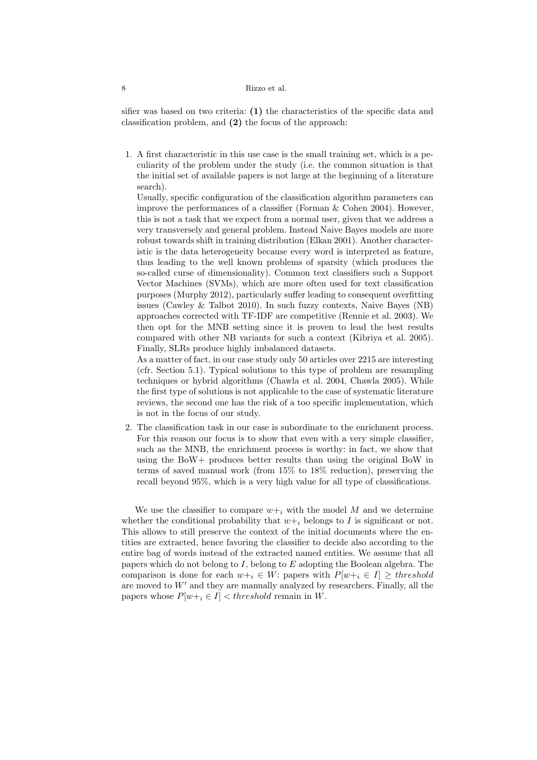sifier was based on two criteria: **(1)** the characteristics of the specific data and classification problem, and **(2)** the focus of the approach:

1. A first characteristic in this use case is the small training set, which is a peculiarity of the problem under the study (i.e. the common situation is that the initial set of available papers is not large at the beginning of a literature search).
   Usually, specific configuration of the classification algorithm parameters can improve the performances of a classifier (Forman & Cohen 2004). However, this is not a task that we expect from a normal user, given that we address a very transversely and general problem. Instead Naive Bayes models are more robust towards shift in training distribution (Elkan 2001). Another characteristic is the data heterogeneity because every word is interpreted as feature, thus leading to the well known problems of sparsity (which produces the so-called curse of dimensionality). Common text classifiers such a Support Vector Machines (SVMs), which are more often used for text classification purposes (Murphy 2012), particularly suffer leading to consequent overfitting issues (Cawley & Talbot 2010). In such fuzzy contexts, Naive Bayes (NB) approaches corrected with TF-IDF are competitive (Rennie et al. 2003). We then opt for the MNB setting since it is proven to lead the best results compared with other NB variants for such a context (Kibriya et al. 2005). Finally, SLRs produce highly imbalanced datasets.
   As a matter of fact, in our case study only 50 articles over 2215 are interesting (cfr. Section 5.1). Typical solutions to this type of problem are resampling techniques or hybrid algorithms (Chawla et al. 2004, Chawla 2005). While the first type of solutions is not applicable to the case of systematic literature reviews, the second one has the risk of a too specific implementation, which is not in the focus of our study.
2. The classification task in our case is subordinate to the enrichment process. For this reason our focus is to show that even with a very simple classifier, such as the MNB, the enrichment process is worthy: in fact, we show that using the BoW+ produces better results than using the original BoW in terms of saved manual work (from 15% to 18% reduction), preserving the recall beyond 95%, which is a very high value for all type of classifications.

We use the classifier to compare $w{+}_i$ with the model $M$ and we determine whether the conditional probability that $w{+}_i$ belongs to $I$ is significant or not. This allows to still preserve the context of the initial documents where the entities are extracted, hence favoring the classifier to decide also according to the entire bag of words instead of the extracted named entities. We assume that all papers which do not belong to $I$, belong to $E$ adopting the Boolean algebra. The comparison is done for each $w{+}_i \in W$: papers with $P[w{+}_i \in I] \geq threshold$ are moved to $W'$ and they are manually analyzed by researchers. Finally, all the papers whose $P[w{+}_i \in I] < threshold$ remain in $W$.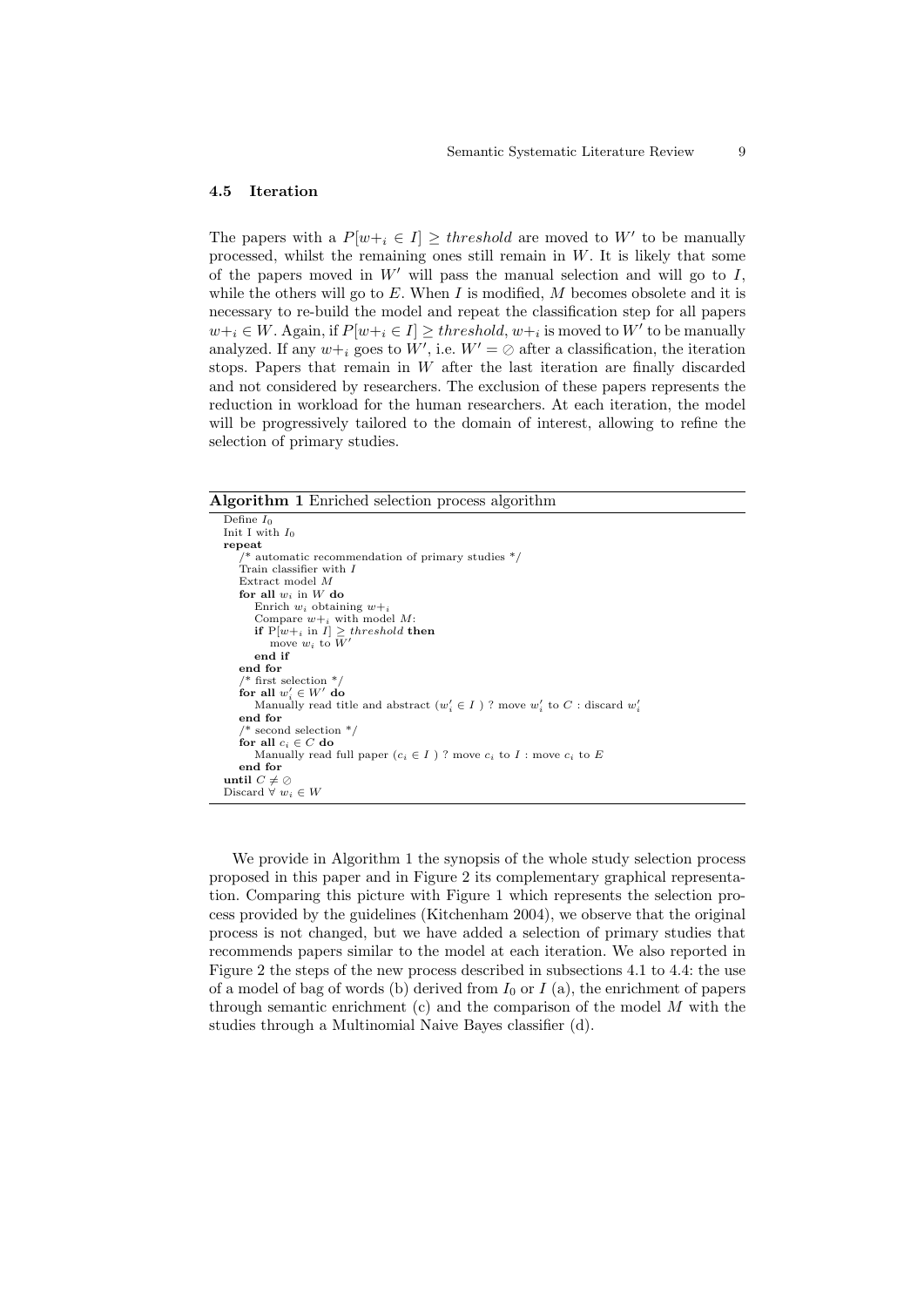### 4.5 Iteration

The papers with a $P[w+_i \in I] \geq threshold$ are moved to $W'$ to be manually processed, whilst the remaining ones still remain in $W$. It is likely that some of the papers moved in $W'$ will pass the manual selection and will go to $I$, while the others will go to $E$. When $I$ is modified, $M$ becomes obsolete and it is necessary to re-build the model and repeat the classification step for all papers $w+_i \in W$. Again, if $P[w+_i \in I] \geq threshold$, $w+_i$ is moved to $W'$ to be manually analyzed. If any $w+_i$ goes to $W'$, i.e. $W' = \oslash$ after a classification, the iteration stops. Papers that remain in $W$ after the last iteration are finally discarded and not considered by researchers. The exclusion of these papers represents the reduction in workload for the human researchers. At each iteration, the model will be progressively tailored to the domain of interest, allowing to refine the selection of primary studies.

**Algorithm 1** Enriched selection process algorithm

```
Define I_0
Init I with I_0
repeat
    /* automatic recommendation of primary studies */
    Train classifier with I
    Extract model M
    for all w_i in W do
        Enrich w_i obtaining w+_i
        Compare w+_i with model M:
        if P[w+_i in I] ≥ threshold then
            move w_i to W'
        end if
    end for
    /* first selection */
    for all w'_i ∈ W' do
        Manually read title and abstract (w'_i ∈ I ) ? move w'_i to C : discard w'_i
    end for
    /* second selection */
    for all c_i ∈ C do
        Manually read full paper (c_i ∈ I ) ? move c_i to I : move c_i to E
    end for
until C ≠ ⊘
Discard ∀ w_i ∈ W
```

We provide in Algorithm 1 the synopsis of the whole study selection process proposed in this paper and in Figure 2 its complementary graphical representation. Comparing this picture with Figure 1 which represents the selection process provided by the guidelines (Kitchenham 2004), we observe that the original process is not changed, but we have added a selection of primary studies that recommends papers similar to the model at each iteration. We also reported in Figure 2 the steps of the new process described in subsections 4.1 to 4.4: the use of a model of bag of words (b) derived from $I_0$ or $I$ (a), the enrichment of papers through semantic enrichment (c) and the comparison of the model $M$ with the studies through a Multinomial Naive Bayes classifier (d).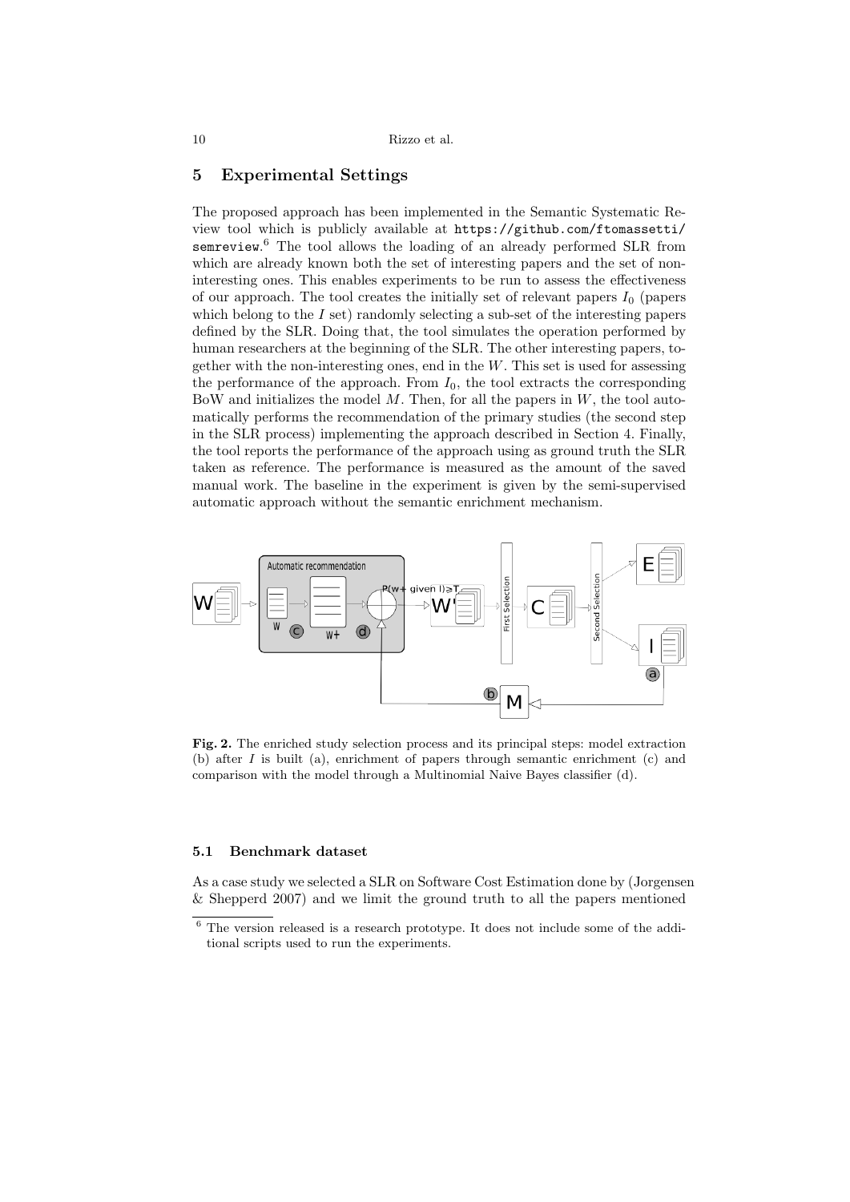## 5 Experimental Settings

The proposed approach has been implemented in the Semantic Systematic Review tool which is publicly available at `https://github.com/ftomassetti/semreview`.[6] The tool allows the loading of an already performed SLR from which are already known both the set of interesting papers and the set of non-interesting ones. This enables experiments to be run to assess the effectiveness of our approach. The tool creates the initially set of relevant papers $I_0$ (papers which belong to the $I$ set) randomly selecting a sub-set of the interesting papers defined by the SLR. Doing that, the tool simulates the operation performed by human researchers at the beginning of the SLR. The other interesting papers, together with the non-interesting ones, end in the $W$. This set is used for assessing the performance of the approach. From $I_0$, the tool extracts the corresponding BoW and initializes the model $M$. Then, for all the papers in $W$, the tool automatically performs the recommendation of the primary studies (the second step in the SLR process) implementing the approach described in Section 4. Finally, the tool reports the performance of the approach using as ground truth the SLR taken as reference. The performance is measured as the amount of the saved manual work. The baseline in the experiment is given by the semi-supervised automatic approach without the semantic enrichment mechanism.

**Fig. 2.** The enriched study selection process and its principal steps: model extraction (b) after $I$ is built (a), enrichment of papers through semantic enrichment (c) and comparison with the model through a Multinomial Naive Bayes classifier (d).

### 5.1 Benchmark dataset

As a case study we selected a SLR on Software Cost Estimation done by (Jorgensen & Shepperd 2007) and we limit the ground truth to all the papers mentioned

[6] The version released is a research prototype. It does not include some of the additional scripts used to run the experiments.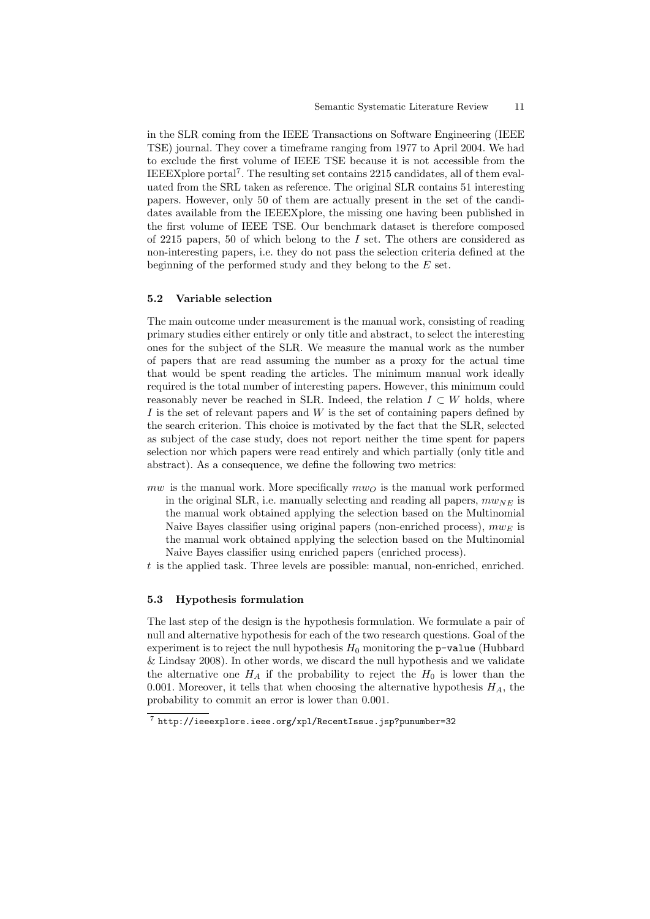in the SLR coming from the IEEE Transactions on Software Engineering (IEEE TSE) journal. They cover a timeframe ranging from 1977 to April 2004. We had to exclude the first volume of IEEE TSE because it is not accessible from the IEEEXplore portal[7]. The resulting set contains 2215 candidates, all of them evaluated from the SRL taken as reference. The original SLR contains 51 interesting papers. However, only 50 of them are actually present in the set of the candidates available from the IEEEXplore, the missing one having been published in the first volume of IEEE TSE. Our benchmark dataset is therefore composed of 2215 papers, 50 of which belong to the $I$ set. The others are considered as non-interesting papers, i.e. they do not pass the selection criteria defined at the beginning of the performed study and they belong to the $E$ set.

### 5.2 Variable selection

The main outcome under measurement is the manual work, consisting of reading primary studies either entirely or only title and abstract, to select the interesting ones for the subject of the SLR. We measure the manual work as the number of papers that are read assuming the number as a proxy for the actual time that would be spent reading the articles. The minimum manual work ideally required is the total number of interesting papers. However, this minimum could reasonably never be reached in SLR. Indeed, the relation $I \subset W$ holds, where $I$ is the set of relevant papers and $W$ is the set of containing papers defined by the search criterion. This choice is motivated by the fact that the SLR, selected as subject of the case study, does not report neither the time spent for papers selection nor which papers were read entirely and which partially (only title and abstract). As a consequence, we define the following two metrics:

- $mw$ is the manual work. More specifically $mw_O$ is the manual work performed in the original SLR, i.e. manually selecting and reading all papers, $mw_{NE}$ is the manual work obtained applying the selection based on the Multinomial Naive Bayes classifier using original papers (non-enriched process), $mw_E$ is the manual work obtained applying the selection based on the Multinomial Naive Bayes classifier using enriched papers (enriched process).
- $t$ is the applied task. Three levels are possible: manual, non-enriched, enriched.

### 5.3 Hypothesis formulation

The last step of the design is the hypothesis formulation. We formulate a pair of null and alternative hypothesis for each of the two research questions. Goal of the experiment is to reject the null hypothesis $H_0$ monitoring the `p-value` (Hubbard & Lindsay 2008). In other words, we discard the null hypothesis and we validate the alternative one $H_A$ if the probability to reject the $H_0$ is lower than the 0.001. Moreover, it tells that when choosing the alternative hypothesis $H_A$, the probability to commit an error is lower than 0.001.

[7] http://ieeexplore.ieee.org/xpl/RecentIssue.jsp?punumber=32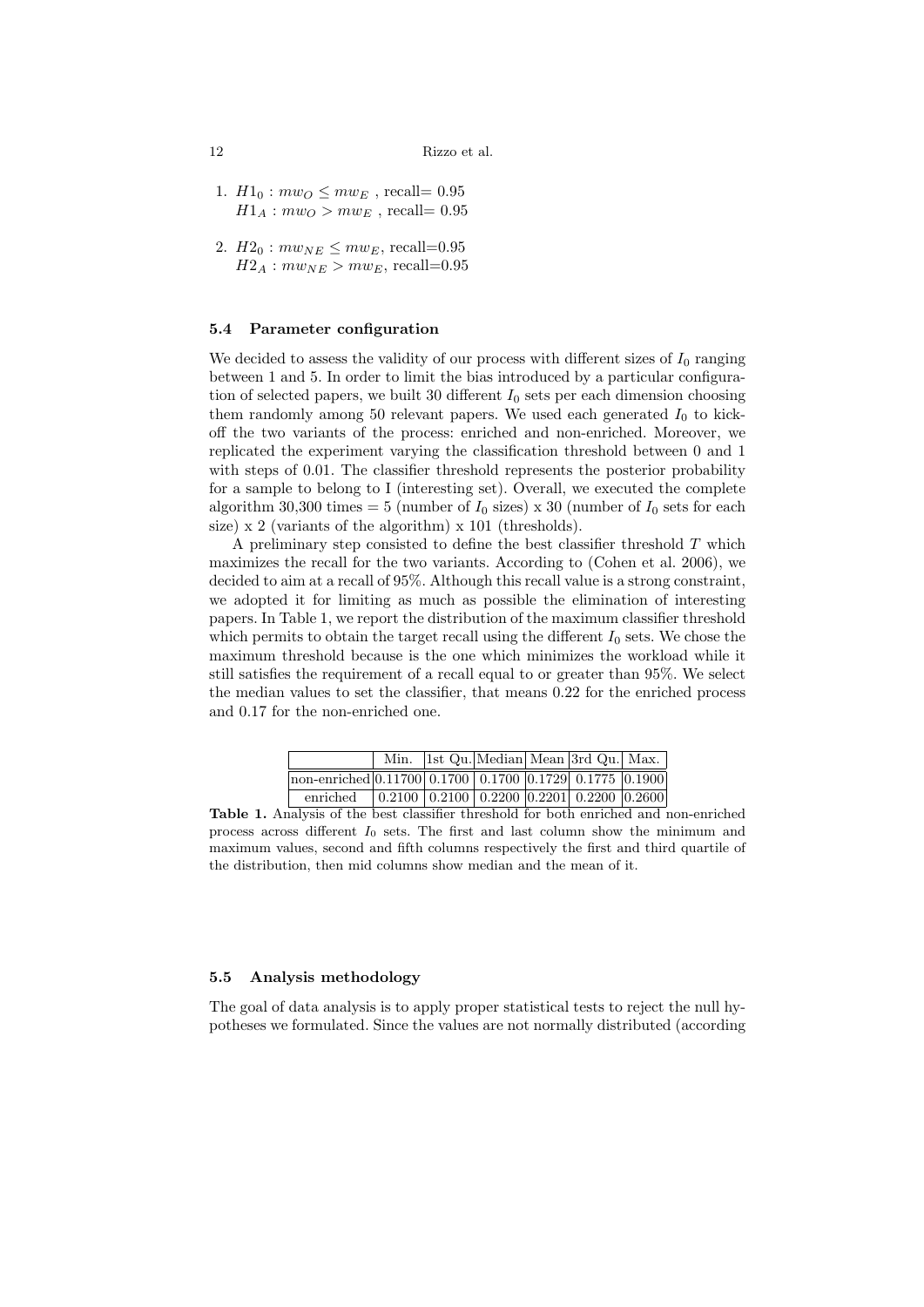1. $H1_0 : mw_O \leq mw_E$ , recall= 0.95
   $H1_A : mw_O > mw_E$ , recall= 0.95

2. $H2_0 : mw_{NE} \leq mw_E$, recall=0.95
   $H2_A : mw_{NE} > mw_E$, recall=0.95

### 5.4 Parameter configuration

We decided to assess the validity of our process with different sizes of $I_0$ ranging between 1 and 5. In order to limit the bias introduced by a particular configuration of selected papers, we built 30 different $I_0$ sets per each dimension choosing them randomly among 50 relevant papers. We used each generated $I_0$ to kick-off the two variants of the process: enriched and non-enriched. Moreover, we replicated the experiment varying the classification threshold between 0 and 1 with steps of 0.01. The classifier threshold represents the posterior probability for a sample to belong to I (interesting set). Overall, we executed the complete algorithm 30,300 times = 5 (number of $I_0$ sizes) x 30 (number of $I_0$ sets for each size) x 2 (variants of the algorithm) x 101 (thresholds).

A preliminary step consisted to define the best classifier threshold $T$ which maximizes the recall for the two variants. According to (Cohen et al. 2006), we decided to aim at a recall of 95%. Although this recall value is a strong constraint, we adopted it for limiting as much as possible the elimination of interesting papers. In Table 1, we report the distribution of the maximum classifier threshold which permits to obtain the target recall using the different $I_0$ sets. We chose the maximum threshold because is the one which minimizes the workload while it still satisfies the requirement of a recall equal to or greater than 95%. We select the median values to set the classifier, that means 0.22 for the enriched process and 0.17 for the non-enriched one.

| | Min. | 1st Qu. | Median | Mean | 3rd Qu. | Max. |
|---|---|---|---|---|---|---|
| non-enriched | 0.11700 | 0.1700 | 0.1700 | 0.1729 | 0.1775 | 0.1900 |
| enriched | 0.2100 | 0.2100 | 0.2200 | 0.2201 | 0.2200 | 0.2600 |

**Table 1.** Analysis of the best classifier threshold for both enriched and non-enriched process across different $I_0$ sets. The first and last column show the minimum and maximum values, second and fifth columns respectively the first and third quartile of the distribution, then mid columns show median and the mean of it.

### 5.5 Analysis methodology

The goal of data analysis is to apply proper statistical tests to reject the null hypotheses we formulated. Since the values are not normally distributed (according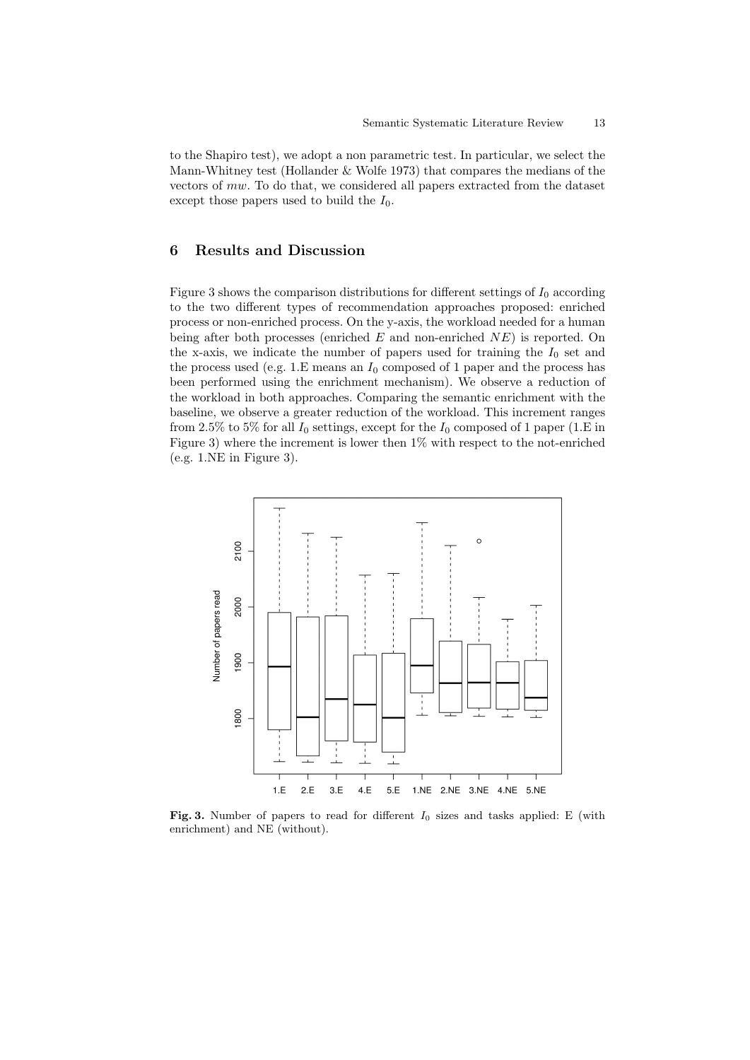to the Shapiro test), we adopt a non parametric test. In particular, we select the Mann-Whitney test (Hollander & Wolfe 1973) that compares the medians of the vectors of $mw$. To do that, we considered all papers extracted from the dataset except those papers used to build the $I_0$.

## 6 Results and Discussion

Figure 3 shows the comparison distributions for different settings of $I_0$ according to the two different types of recommendation approaches proposed: enriched process or non-enriched process. On the y-axis, the workload needed for a human being after both processes (enriched $E$ and non-enriched $NE$) is reported. On the x-axis, we indicate the number of papers used for training the $I_0$ set and the process used (e.g. 1.E means an $I_0$ composed of 1 paper and the process has been performed using the enrichment mechanism). We observe a reduction of the workload in both approaches. Comparing the semantic enrichment with the baseline, we observe a greater reduction of the workload. This increment ranges from 2.5% to 5% for all $I_0$ settings, except for the $I_0$ composed of 1 paper (1.E in Figure 3) where the increment is lower then 1% with respect to the not-enriched (e.g. 1.NE in Figure 3).

**Fig. 3.** Number of papers to read for different $I_0$ sizes and tasks applied: E (with enrichment) and NE (without).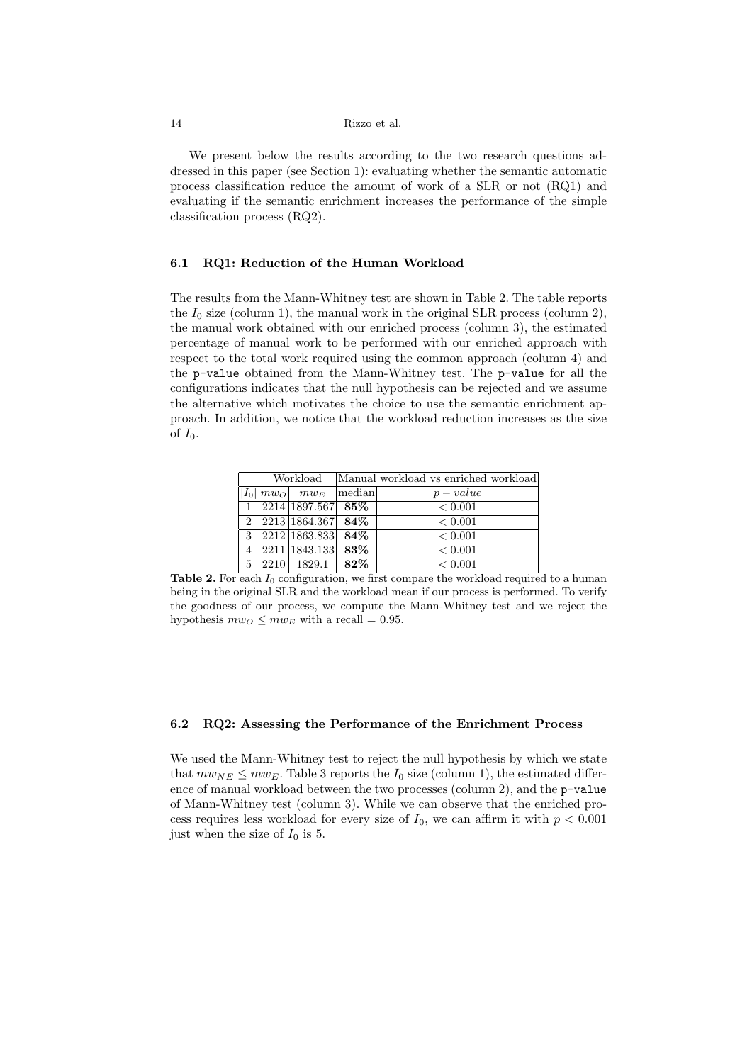We present below the results according to the two research questions addressed in this paper (see Section 1): evaluating whether the semantic automatic process classification reduce the amount of work of a SLR or not (RQ1) and evaluating if the semantic enrichment increases the performance of the simple classification process (RQ2).

### 6.1 RQ1: Reduction of the Human Workload

The results from the Mann-Whitney test are shown in Table 2. The table reports the $I_0$ size (column 1), the manual work in the original SLR process (column 2), the manual work obtained with our enriched process (column 3), the estimated percentage of manual work to be performed with our enriched approach with respect to the total work required using the common approach (column 4) and the `p-value` obtained from the Mann-Whitney test. The `p-value` for all the configurations indicates that the null hypothesis can be rejected and we assume the alternative which motivates the choice to use the semantic enrichment approach. In addition, we notice that the workload reduction increases as the size of $I_0$.

| | Workload | | Manual workload vs enriched workload | |
|---|---|---|---|---|
| $\|I_0\|$ | $mw_O$ | $mw_E$ | median | $p-value$ |
| 1 | 2214 | 1897.567 | **85%** | $< 0.001$ |
| 2 | 2213 | 1864.367 | **84%** | $< 0.001$ |
| 3 | 2212 | 1863.833 | **84%** | $< 0.001$ |
| 4 | 2211 | 1843.133 | **83%** | $< 0.001$ |
| 5 | 2210 | 1829.1 | **82%** | $< 0.001$ |

**Table 2.** For each $I_0$ configuration, we first compare the workload required to a human being in the original SLR and the workload mean if our process is performed. To verify the goodness of our process, we compute the Mann-Whitney test and we reject the hypothesis $mw_O \leq mw_E$ with a recall = 0.95.

### 6.2 RQ2: Assessing the Performance of the Enrichment Process

We used the Mann-Whitney test to reject the null hypothesis by which we state that $mw_{NE} \leq mw_E$. Table 3 reports the $I_0$ size (column 1), the estimated difference of manual workload between the two processes (column 2), and the `p-value` of Mann-Whitney test (column 3). While we can observe that the enriched process requires less workload for every size of $I_0$, we can affirm it with $p < 0.001$ just when the size of $I_0$ is 5.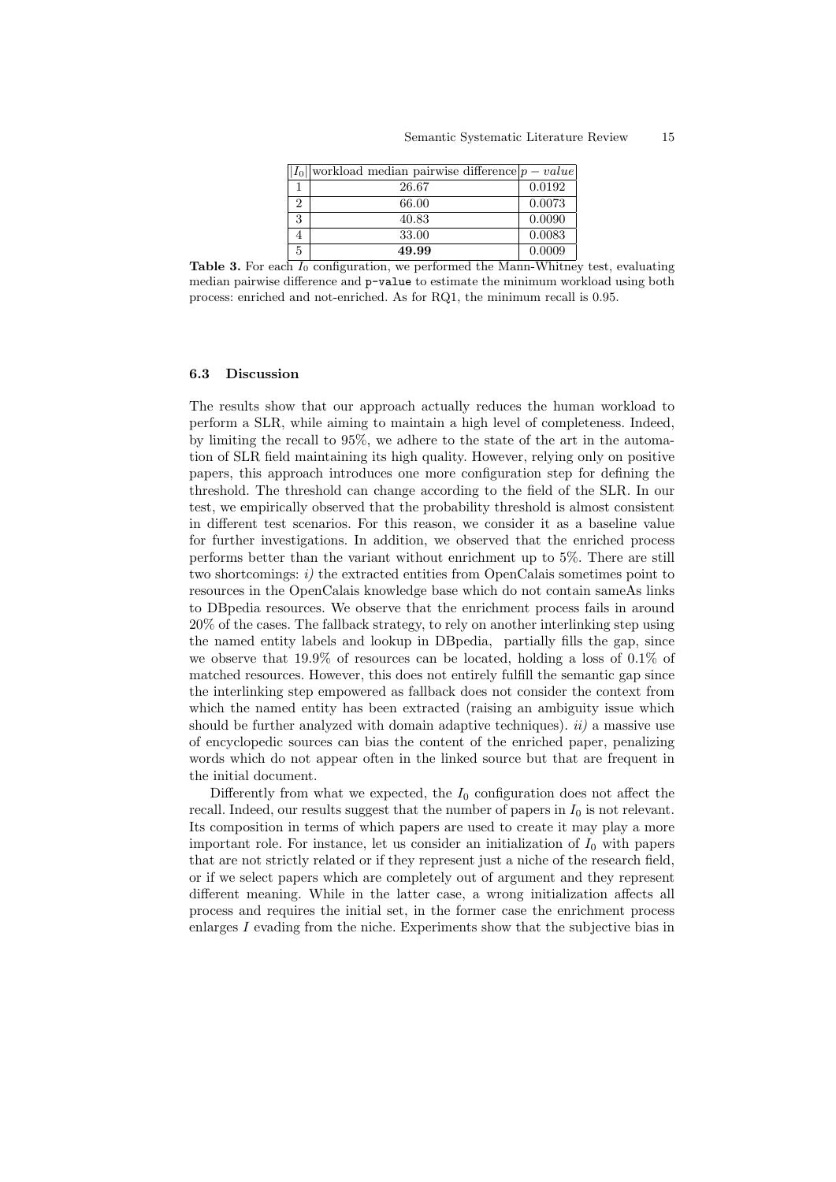| $\|I_0\|$ | workload median pairwise difference | $p-value$ |
|---|---|---|
| 1 | 26.67 | 0.0192 |
| 2 | 66.00 | 0.0073 |
| 3 | 40.83 | 0.0090 |
| 4 | 33.00 | 0.0083 |
| 5 | **49.99** | 0.0009 |

**Table 3.** For each $I_0$ configuration, we performed the Mann-Whitney test, evaluating median pairwise difference and `p-value` to estimate the minimum workload using both process: enriched and not-enriched. As for RQ1, the minimum recall is 0.95.

### 6.3 Discussion

The results show that our approach actually reduces the human workload to perform a SLR, while aiming to maintain a high level of completeness. Indeed, by limiting the recall to 95%, we adhere to the state of the art in the automation of SLR field maintaining its high quality. However, relying only on positive papers, this approach introduces one more configuration step for defining the threshold. The threshold can change according to the field of the SLR. In our test, we empirically observed that the probability threshold is almost consistent in different test scenarios. For this reason, we consider it as a baseline value for further investigations. In addition, we observed that the enriched process performs better than the variant without enrichment up to 5%. There are still two shortcomings: *i)* the extracted entities from OpenCalais sometimes point to resources in the OpenCalais knowledge base which do not contain sameAs links to DBpedia resources. We observe that the enrichment process fails in around 20% of the cases. The fallback strategy, to rely on another interlinking step using the named entity labels and lookup in DBpedia, partially fills the gap, since we observe that 19.9% of resources can be located, holding a loss of 0.1% of matched resources. However, this does not entirely fulfill the semantic gap since the interlinking step empowered as fallback does not consider the context from which the named entity has been extracted (raising an ambiguity issue which should be further analyzed with domain adaptive techniques). *ii)* a massive use of encyclopedic sources can bias the content of the enriched paper, penalizing words which do not appear often in the linked source but that are frequent in the initial document.

Differently from what we expected, the $I_0$ configuration does not affect the recall. Indeed, our results suggest that the number of papers in $I_0$ is not relevant. Its composition in terms of which papers are used to create it may play a more important role. For instance, let us consider an initialization of $I_0$ with papers that are not strictly related or if they represent just a niche of the research field, or if we select papers which are completely out of argument and they represent different meaning. While in the latter case, a wrong initialization affects all process and requires the initial set, in the former case the enrichment process enlarges $I$ evading from the niche. Experiments show that the subjective bias in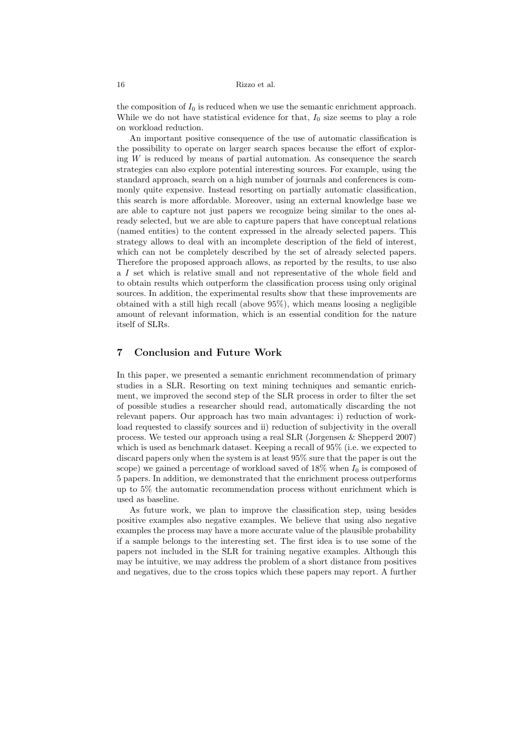the composition of $I_0$ is reduced when we use the semantic enrichment approach. While we do not have statistical evidence for that, $I_0$ size seems to play a role on workload reduction.

An important positive consequence of the use of automatic classification is the possibility to operate on larger search spaces because the effort of exploring $W$ is reduced by means of partial automation. As consequence the search strategies can also explore potential interesting sources. For example, using the standard approach, search on a high number of journals and conferences is commonly quite expensive. Instead resorting on partially automatic classification, this search is more affordable. Moreover, using an external knowledge base we are able to capture not just papers we recognize being similar to the ones already selected, but we are able to capture papers that have conceptual relations (named entities) to the content expressed in the already selected papers. This strategy allows to deal with an incomplete description of the field of interest, which can not be completely described by the set of already selected papers. Therefore the proposed approach allows, as reported by the results, to use also a $I$ set which is relative small and not representative of the whole field and to obtain results which outperform the classification process using only original sources. In addition, the experimental results show that these improvements are obtained with a still high recall (above 95%), which means loosing a negligible amount of relevant information, which is an essential condition for the nature itself of SLRs.

## 7 Conclusion and Future Work

In this paper, we presented a semantic enrichment recommendation of primary studies in a SLR. Resorting on text mining techniques and semantic enrichment, we improved the second step of the SLR process in order to filter the set of possible studies a researcher should read, automatically discarding the not relevant papers. Our approach has two main advantages: i) reduction of workload requested to classify sources and ii) reduction of subjectivity in the overall process. We tested our approach using a real SLR (Jorgensen & Shepperd 2007) which is used as benchmark dataset. Keeping a recall of 95% (i.e. we expected to discard papers only when the system is at least 95% sure that the paper is out the scope) we gained a percentage of workload saved of 18% when $I_0$ is composed of 5 papers. In addition, we demonstrated that the enrichment process outperforms up to 5% the automatic recommendation process without enrichment which is used as baseline.

As future work, we plan to improve the classification step, using besides positive examples also negative examples. We believe that using also negative examples the process may have a more accurate value of the plausible probability if a sample belongs to the interesting set. The first idea is to use some of the papers not included in the SLR for training negative examples. Although this may be intuitive, we may address the problem of a short distance from positives and negatives, due to the cross topics which these papers may report. A further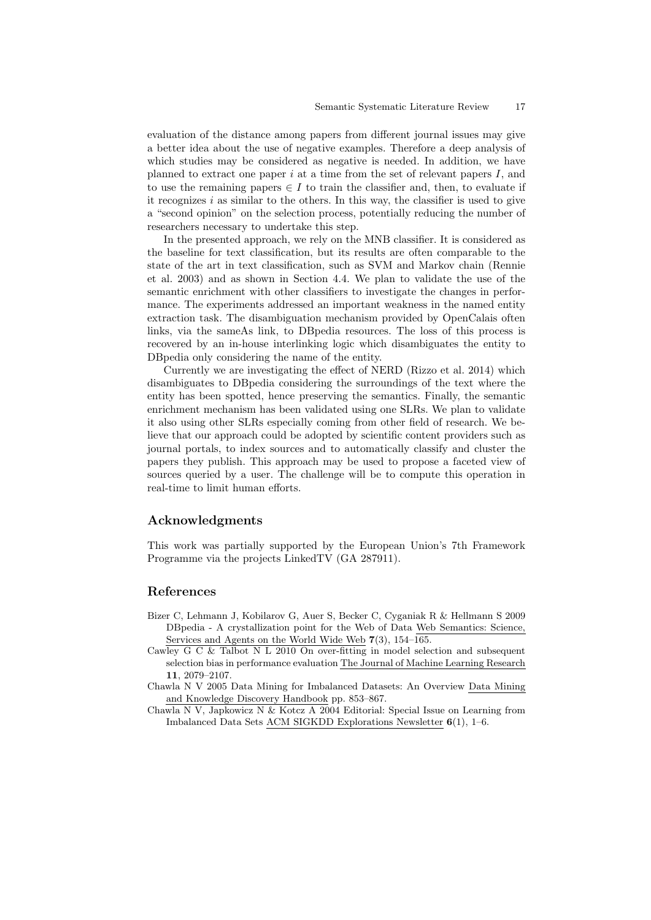evaluation of the distance among papers from different journal issues may give a better idea about the use of negative examples. Therefore a deep analysis of which studies may be considered as negative is needed. In addition, we have planned to extract one paper $i$ at a time from the set of relevant papers $I$, and to use the remaining papers $\in I$ to train the classifier and, then, to evaluate if it recognizes $i$ as similar to the others. In this way, the classifier is used to give a "second opinion" on the selection process, potentially reducing the number of researchers necessary to undertake this step.

In the presented approach, we rely on the MNB classifier. It is considered as the baseline for text classification, but its results are often comparable to the state of the art in text classification, such as SVM and Markov chain (Rennie et al. 2003) and as shown in Section 4.4. We plan to validate the use of the semantic enrichment with other classifiers to investigate the changes in performance. The experiments addressed an important weakness in the named entity extraction task. The disambiguation mechanism provided by OpenCalais often links, via the sameAs link, to DBpedia resources. The loss of this process is recovered by an in-house interlinking logic which disambiguates the entity to DBpedia only considering the name of the entity.

Currently we are investigating the effect of NERD (Rizzo et al. 2014) which disambiguates to DBpedia considering the surroundings of the text where the entity has been spotted, hence preserving the semantics. Finally, the semantic enrichment mechanism has been validated using one SLRs. We plan to validate it also using other SLRs especially coming from other field of research. We believe that our approach could be adopted by scientific content providers such as journal portals, to index sources and to automatically classify and cluster the papers they publish. This approach may be used to propose a faceted view of sources queried by a user. The challenge will be to compute this operation in real-time to limit human efforts.

## Acknowledgments

This work was partially supported by the European Union's 7th Framework Programme via the projects LinkedTV (GA 287911).

## References

Bizer C, Lehmann J, Kobilarov G, Auer S, Becker C, Cyganiak R & Hellmann S 2009 DBpedia - A crystallization point for the Web of Data Web Semantics: Science, Services and Agents on the World Wide Web **7**(3), 154–165.

Cawley G C & Talbot N L 2010 On over-fitting in model selection and subsequent selection bias in performance evaluation The Journal of Machine Learning Research **11**, 2079–2107.

Chawla N V 2005 Data Mining for Imbalanced Datasets: An Overview Data Mining and Knowledge Discovery Handbook pp. 853–867.

Chawla N V, Japkowicz N & Kotcz A 2004 Editorial: Special Issue on Learning from Imbalanced Data Sets ACM SIGKDD Explorations Newsletter **6**(1), 1–6.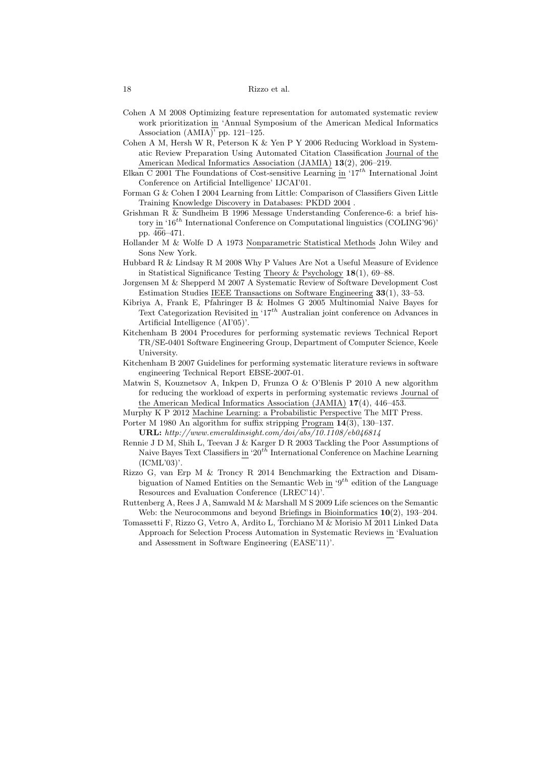Cohen A M 2008 Optimizing feature representation for automated systematic review work prioritization in 'Annual Symposium of the American Medical Informatics Association (AMIA)' pp. 121–125.

Cohen A M, Hersh W R, Peterson K & Yen P Y 2006 Reducing Workload in Systematic Review Preparation Using Automated Citation Classification Journal of the American Medical Informatics Association (JAMIA) **13**(2), 206–219.

Elkan C 2001 The Foundations of Cost-sensitive Learning in '$17^{th}$ International Joint Conference on Artificial Intelligence' IJCAI'01.

Forman G & Cohen I 2004 Learning from Little: Comparison of Classifiers Given Little Training Knowledge Discovery in Databases: PKDD 2004 .

Grishman R & Sundheim B 1996 Message Understanding Conference-6: a brief history in '$16^{th}$ International Conference on Computational linguistics (COLING'96)' pp. 466–471.

Hollander M & Wolfe D A 1973 Nonparametric Statistical Methods John Wiley and Sons New York.

Hubbard R & Lindsay R M 2008 Why P Values Are Not a Useful Measure of Evidence in Statistical Significance Testing Theory & Psychology **18**(1), 69–88.

Jorgensen M & Shepperd M 2007 A Systematic Review of Software Development Cost Estimation Studies IEEE Transactions on Software Engineering **33**(1), 33–53.

Kibriya A, Frank E, Pfahringer B & Holmes G 2005 Multinomial Naive Bayes for Text Categorization Revisited in '$17^{th}$ Australian joint conference on Advances in Artificial Intelligence (AI'05)'.

Kitchenham B 2004 Procedures for performing systematic reviews Technical Report TR/SE-0401 Software Engineering Group, Department of Computer Science, Keele University.

Kitchenham B 2007 Guidelines for performing systematic literature reviews in software engineering Technical Report EBSE-2007-01.

Matwin S, Kouznetsov A, Inkpen D, Frunza O & O'Blenis P 2010 A new algorithm for reducing the workload of experts in performing systematic reviews Journal of the American Medical Informatics Association (JAMIA) **17**(4), 446–453.

Murphy K P 2012 Machine Learning: a Probabilistic Perspective The MIT Press.

Porter M 1980 An algorithm for suffix stripping Program **14**(3), 130–137.
**URL:** *http://www.emeraldinsight.com/doi/abs/10.1108/eb046814*

Rennie J D M, Shih L, Teevan J & Karger D R 2003 Tackling the Poor Assumptions of Naive Bayes Text Classifiers in '$20^{th}$ International Conference on Machine Learning (ICML'03)'.

Rizzo G, van Erp M & Troncy R 2014 Benchmarking the Extraction and Disambiguation of Named Entities on the Semantic Web in '$9^{th}$ edition of the Language Resources and Evaluation Conference (LREC'14)'.

Ruttenberg A, Rees J A, Samwald M & Marshall M S 2009 Life sciences on the Semantic Web: the Neurocommons and beyond Briefings in Bioinformatics **10**(2), 193–204.

Tomassetti F, Rizzo G, Vetro A, Ardito L, Torchiano M & Morisio M 2011 Linked Data Approach for Selection Process Automation in Systematic Reviews in 'Evaluation and Assessment in Software Engineering (EASE'11)'.